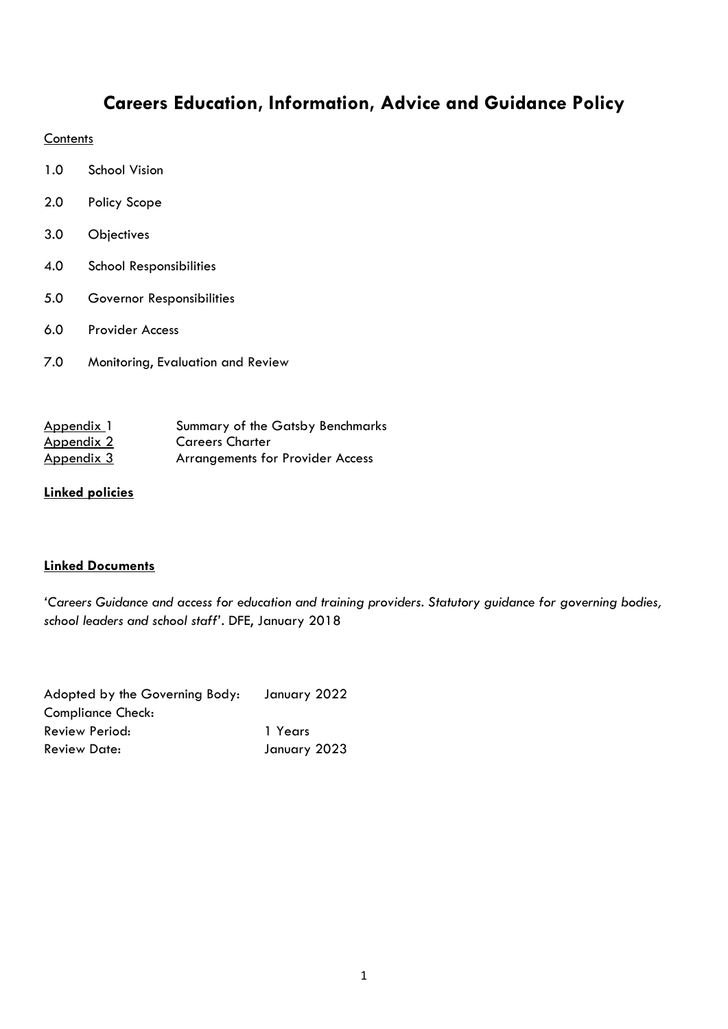# Careers Education, Information, Advice and Guidance Policy

Contents

1.0 School Vision

2.0 Policy Scope

3.0 Objectives

4.0 School Responsibilities

5.0 Governor Responsibilities

6.0 Provider Access

7.0 Monitoring, Evaluation and Review

| | |
|---|---|
| Appendix 1 | Summary of the Gatsby Benchmarks |
| Appendix 2 | Careers Charter |
| Appendix 3 | Arrangements for Provider Access |

**Linked policies**

**Linked Documents**

'*Careers Guidance and access for education and training providers. Statutory guidance for governing bodies, school leaders and school staff*'. DFE, January 2018

| | |
|---|---|
| Adopted by the Governing Body: | January 2022 |
| Compliance Check: | |
| Review Period: | 1 Years |
| Review Date: | January 2023 |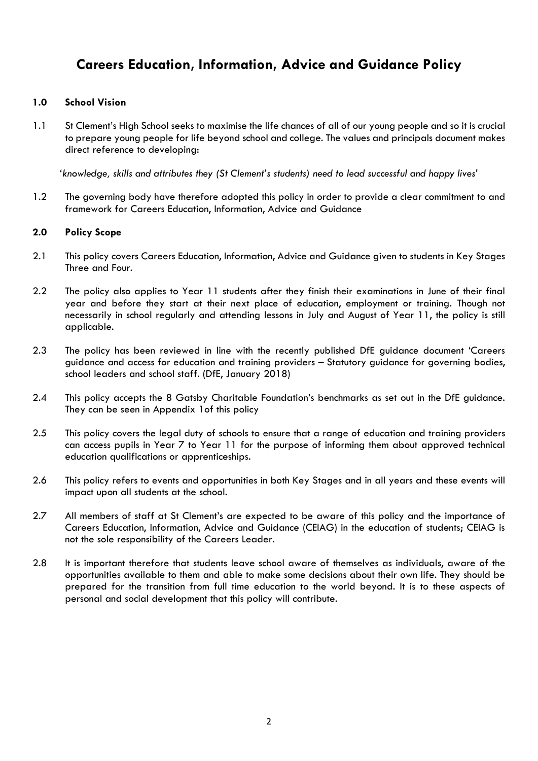# Careers Education, Information, Advice and Guidance Policy

## 1.0 School Vision

1.1 St Clement's High School seeks to maximise the life chances of all of our young people and so it is crucial to prepare young people for life beyond school and college. The values and principals document makes direct reference to developing:

'*knowledge, skills and attributes they (St Clement's students) need to lead successful and happy lives*'

1.2 The governing body have therefore adopted this policy in order to provide a clear commitment to and framework for Careers Education, Information, Advice and Guidance

## 2.0 Policy Scope

2.1 This policy covers Careers Education, Information, Advice and Guidance given to students in Key Stages Three and Four.

2.2 The policy also applies to Year 11 students after they finish their examinations in June of their final year and before they start at their next place of education, employment or training. Though not necessarily in school regularly and attending lessons in July and August of Year 11, the policy is still applicable.

2.3 The policy has been reviewed in line with the recently published DfE guidance document 'Careers guidance and access for education and training providers – Statutory guidance for governing bodies, school leaders and school staff. (DfE, January 2018)

2.4 This policy accepts the 8 Gatsby Charitable Foundation's benchmarks as set out in the DfE guidance. They can be seen in Appendix 1of this policy

2.5 This policy covers the legal duty of schools to ensure that a range of education and training providers can access pupils in Year 7 to Year 11 for the purpose of informing them about approved technical education qualifications or apprenticeships.

2.6 This policy refers to events and opportunities in both Key Stages and in all years and these events will impact upon all students at the school.

2.7 All members of staff at St Clement's are expected to be aware of this policy and the importance of Careers Education, Information, Advice and Guidance (CEIAG) in the education of students; CEIAG is not the sole responsibility of the Careers Leader.

2.8 It is important therefore that students leave school aware of themselves as individuals, aware of the opportunities available to them and able to make some decisions about their own life. They should be prepared for the transition from full time education to the world beyond. It is to these aspects of personal and social development that this policy will contribute.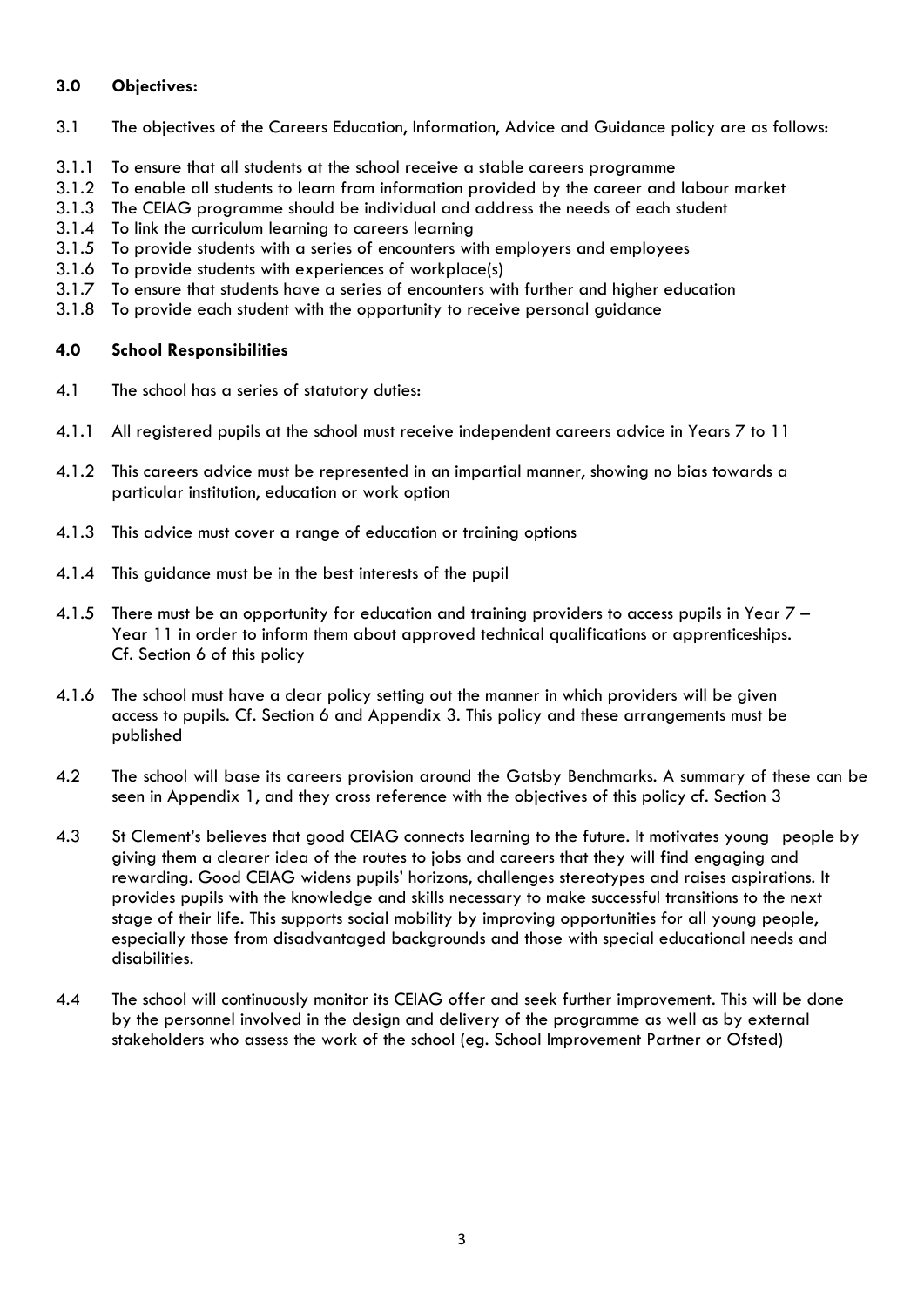## 3.0 Objectives:

3.1 The objectives of the Careers Education, Information, Advice and Guidance policy are as follows:

3.1.1 To ensure that all students at the school receive a stable careers programme

3.1.2 To enable all students to learn from information provided by the career and labour market

3.1.3 The CEIAG programme should be individual and address the needs of each student

3.1.4 To link the curriculum learning to careers learning

3.1.5 To provide students with a series of encounters with employers and employees

3.1.6 To provide students with experiences of workplace(s)

3.1.7 To ensure that students have a series of encounters with further and higher education

3.1.8 To provide each student with the opportunity to receive personal guidance

## 4.0 School Responsibilities

4.1 The school has a series of statutory duties:

4.1.1 All registered pupils at the school must receive independent careers advice in Years 7 to 11

4.1.2 This careers advice must be represented in an impartial manner, showing no bias towards a particular institution, education or work option

4.1.3 This advice must cover a range of education or training options

4.1.4 This guidance must be in the best interests of the pupil

4.1.5 There must be an opportunity for education and training providers to access pupils in Year 7 – Year 11 in order to inform them about approved technical qualifications or apprenticeships. Cf. Section 6 of this policy

4.1.6 The school must have a clear policy setting out the manner in which providers will be given access to pupils. Cf. Section 6 and Appendix 3. This policy and these arrangements must be published

4.2 The school will base its careers provision around the Gatsby Benchmarks. A summary of these can be seen in Appendix 1, and they cross reference with the objectives of this policy cf. Section 3

4.3 St Clement's believes that good CEIAG connects learning to the future. It motivates young people by giving them a clearer idea of the routes to jobs and careers that they will find engaging and rewarding. Good CEIAG widens pupils' horizons, challenges stereotypes and raises aspirations. It provides pupils with the knowledge and skills necessary to make successful transitions to the next stage of their life. This supports social mobility by improving opportunities for all young people, especially those from disadvantaged backgrounds and those with special educational needs and disabilities.

4.4 The school will continuously monitor its CEIAG offer and seek further improvement. This will be done by the personnel involved in the design and delivery of the programme as well as by external stakeholders who assess the work of the school (eg. School Improvement Partner or Ofsted)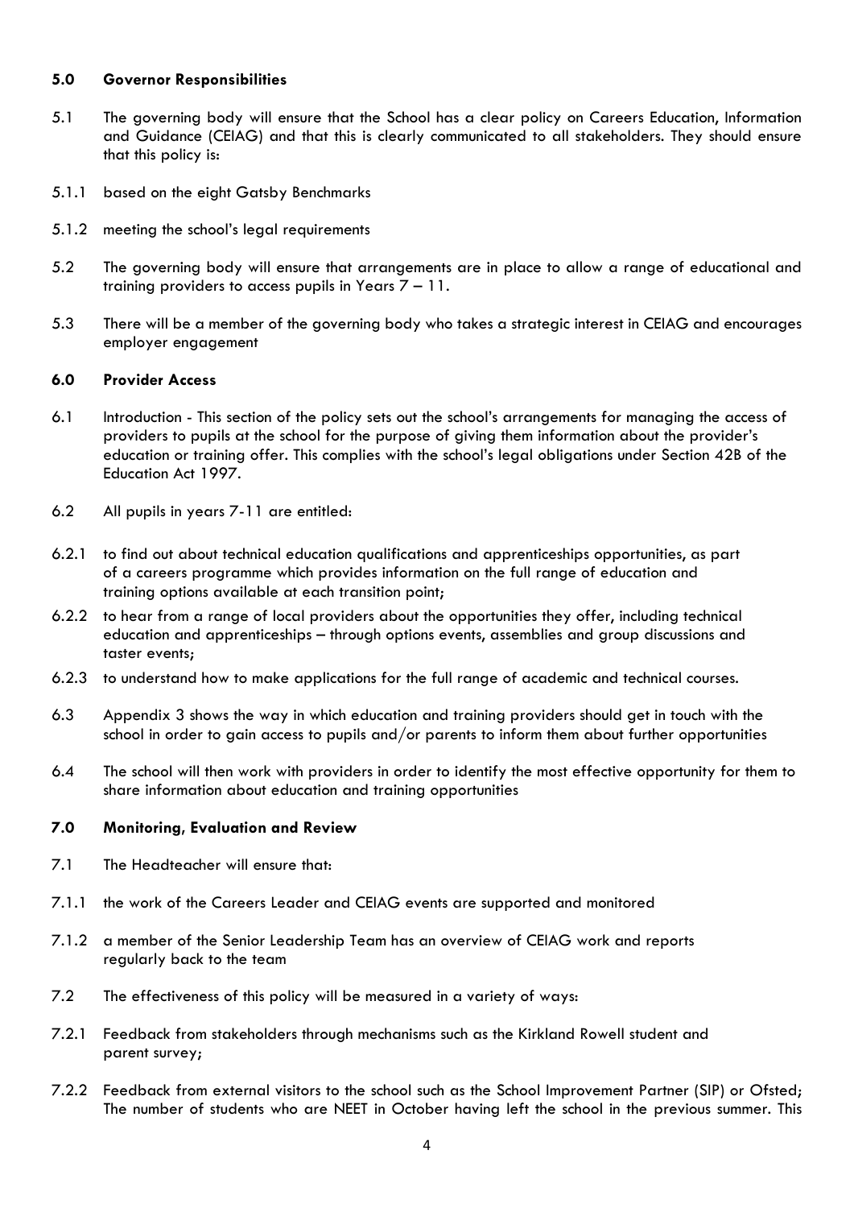## 5.0 Governor Responsibilities

5.1 The governing body will ensure that the School has a clear policy on Careers Education, Information and Guidance (CEIAG) and that this is clearly communicated to all stakeholders. They should ensure that this policy is:

5.1.1 based on the eight Gatsby Benchmarks

5.1.2 meeting the school's legal requirements

5.2 The governing body will ensure that arrangements are in place to allow a range of educational and training providers to access pupils in Years 7 – 11.

5.3 There will be a member of the governing body who takes a strategic interest in CEIAG and encourages employer engagement

## 6.0 Provider Access

6.1 Introduction - This section of the policy sets out the school's arrangements for managing the access of providers to pupils at the school for the purpose of giving them information about the provider's education or training offer. This complies with the school's legal obligations under Section 42B of the Education Act 1997.

6.2 All pupils in years 7-11 are entitled:

6.2.1 to find out about technical education qualifications and apprenticeships opportunities, as part of a careers programme which provides information on the full range of education and training options available at each transition point;

6.2.2 to hear from a range of local providers about the opportunities they offer, including technical education and apprenticeships – through options events, assemblies and group discussions and taster events;

6.2.3 to understand how to make applications for the full range of academic and technical courses.

6.3 Appendix 3 shows the way in which education and training providers should get in touch with the school in order to gain access to pupils and/or parents to inform them about further opportunities

6.4 The school will then work with providers in order to identify the most effective opportunity for them to share information about education and training opportunities

## 7.0 Monitoring, Evaluation and Review

7.1 The Headteacher will ensure that:

7.1.1 the work of the Careers Leader and CEIAG events are supported and monitored

7.1.2 a member of the Senior Leadership Team has an overview of CEIAG work and reports regularly back to the team

7.2 The effectiveness of this policy will be measured in a variety of ways:

7.2.1 Feedback from stakeholders through mechanisms such as the Kirkland Rowell student and parent survey;

7.2.2 Feedback from external visitors to the school such as the School Improvement Partner (SIP) or Ofsted; The number of students who are NEET in October having left the school in the previous summer. This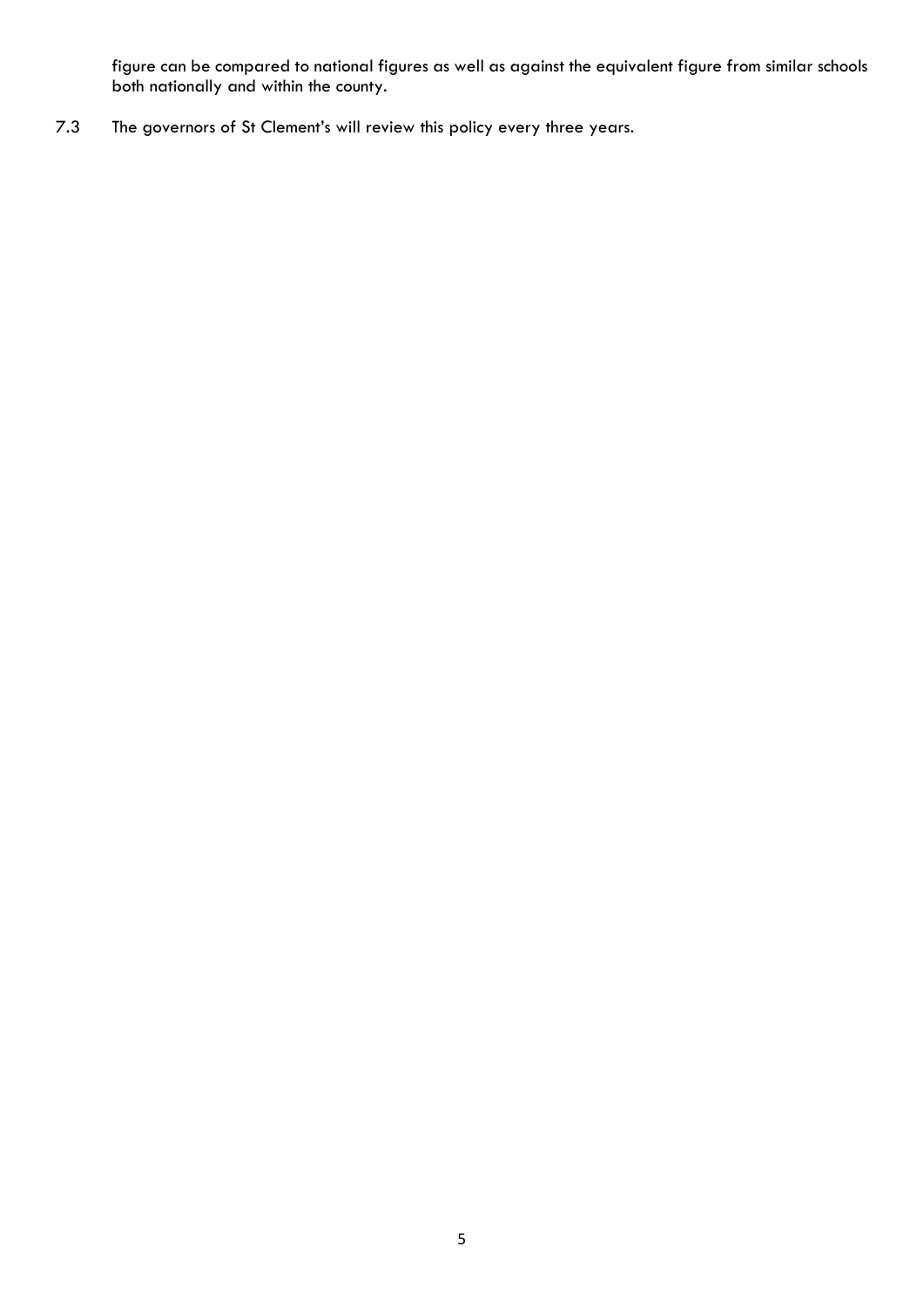figure can be compared to national figures as well as against the equivalent figure from similar schools both nationally and within the county.

7.3 The governors of St Clement's will review this policy every three years.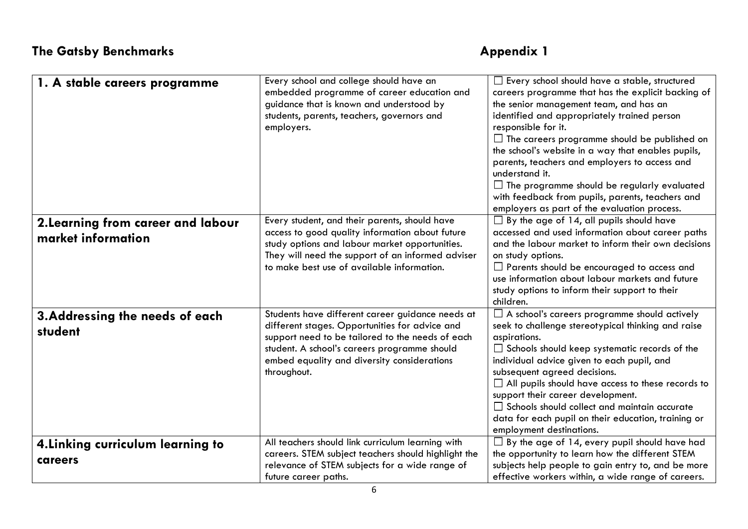## The Gatsby Benchmarks

## Appendix 1

| | | |
|---|---|---|
| **1. A stable careers programme** | Every school and college should have an embedded programme of career education and guidance that is known and understood by students, parents, teachers, governors and employers. | ☐ Every school should have a stable, structured careers programme that has the explicit backing of the senior management team, and has an identified and appropriately trained person responsible for it.<br>☐ The careers programme should be published on the school's website in a way that enables pupils, parents, teachers and employers to access and understand it.<br>☐ The programme should be regularly evaluated with feedback from pupils, parents, teachers and employers as part of the evaluation process. |
| **2.Learning from career and labour market information** | Every student, and their parents, should have access to good quality information about future study options and labour market opportunities. They will need the support of an informed adviser to make best use of available information. | ☐ By the age of 14, all pupils should have accessed and used information about career paths and the labour market to inform their own decisions on study options.<br>☐ Parents should be encouraged to access and use information about labour markets and future study options to inform their support to their children. |
| **3.Addressing the needs of each student** | Students have different career guidance needs at different stages. Opportunities for advice and support need to be tailored to the needs of each student. A school's careers programme should embed equality and diversity considerations throughout. | ☐ A school's careers programme should actively seek to challenge stereotypical thinking and raise aspirations.<br>☐ Schools should keep systematic records of the individual advice given to each pupil, and subsequent agreed decisions.<br>☐ All pupils should have access to these records to support their career development.<br>☐ Schools should collect and maintain accurate data for each pupil on their education, training or employment destinations. |
| **4.Linking curriculum learning to careers** | All teachers should link curriculum learning with careers. STEM subject teachers should highlight the relevance of STEM subjects for a wide range of future career paths. | ☐ By the age of 14, every pupil should have had the opportunity to learn how the different STEM subjects help people to gain entry to, and be more effective workers within, a wide range of careers. |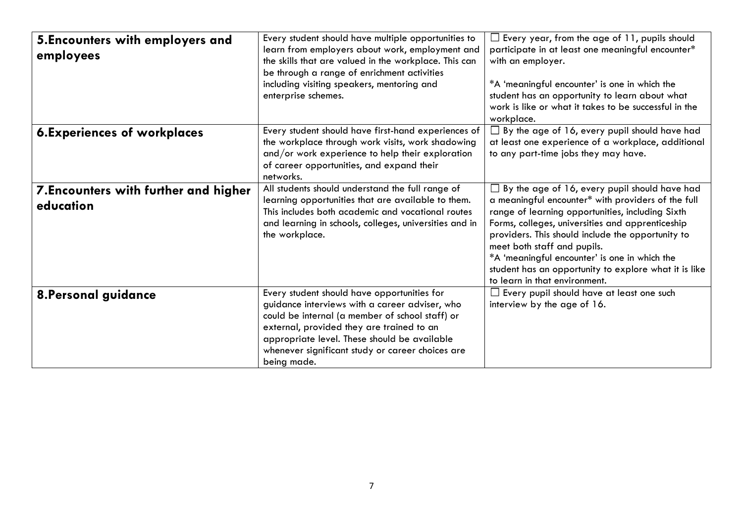| | | |
|---|---|---|
| **5.Encounters with employers and employees** | Every student should have multiple opportunities to learn from employers about work, employment and the skills that are valued in the workplace. This can be through a range of enrichment activities including visiting speakers, mentoring and enterprise schemes. | ☐ Every year, from the age of 11, pupils should participate in at least one meaningful encounter* with an employer.<br><br>*A 'meaningful encounter' is one in which the student has an opportunity to learn about what work is like or what it takes to be successful in the workplace. |
| **6.Experiences of workplaces** | Every student should have first-hand experiences of the workplace through work visits, work shadowing and/or work experience to help their exploration of career opportunities, and expand their networks. | ☐ By the age of 16, every pupil should have had at least one experience of a workplace, additional to any part-time jobs they may have. |
| **7.Encounters with further and higher education** | All students should understand the full range of learning opportunities that are available to them. This includes both academic and vocational routes and learning in schools, colleges, universities and in the workplace. | ☐ By the age of 16, every pupil should have had a meaningful encounter* with providers of the full range of learning opportunities, including Sixth Forms, colleges, universities and apprenticeship providers. This should include the opportunity to meet both staff and pupils.<br>*A 'meaningful encounter' is one in which the student has an opportunity to explore what it is like to learn in that environment. |
| **8.Personal guidance** | Every student should have opportunities for guidance interviews with a career adviser, who could be internal (a member of school staff) or external, provided they are trained to an appropriate level. These should be available whenever significant study or career choices are being made. | ☐ Every pupil should have at least one such interview by the age of 16. |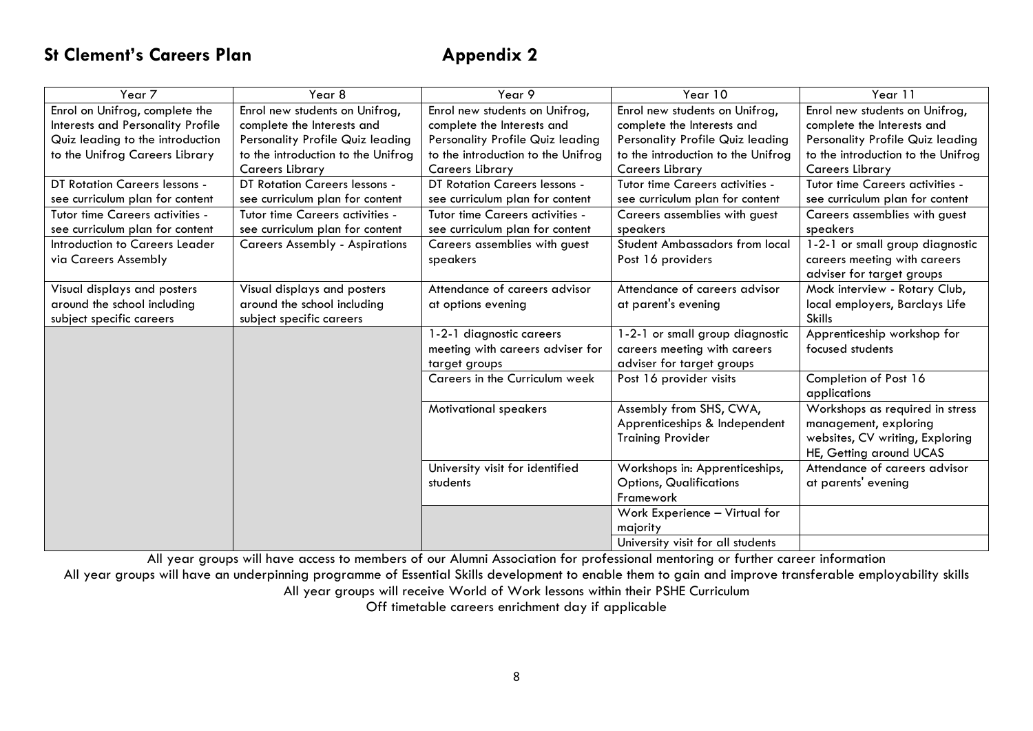## St Clement's Careers Plan

## Appendix 2

| Year 7 | Year 8 | Year 9 | Year 10 | Year 11 |
|---|---|---|---|---|
| Enrol on Unifrog, complete the Interests and Personality Profile Quiz leading to the introduction to the Unifrog Careers Library | Enrol new students on Unifrog, complete the Interests and Personality Profile Quiz leading to the introduction to the Unifrog Careers Library | Enrol new students on Unifrog, complete the Interests and Personality Profile Quiz leading to the introduction to the Unifrog Careers Library | Enrol new students on Unifrog, complete the Interests and Personality Profile Quiz leading to the introduction to the Unifrog Careers Library | Enrol new students on Unifrog, complete the Interests and Personality Profile Quiz leading to the introduction to the Unifrog Careers Library |
| DT Rotation Careers lessons - see curriculum plan for content | DT Rotation Careers lessons - see curriculum plan for content | DT Rotation Careers lessons - see curriculum plan for content | Tutor time Careers activities - see curriculum plan for content | Tutor time Careers activities - see curriculum plan for content |
| Tutor time Careers activities - see curriculum plan for content | Tutor time Careers activities - see curriculum plan for content | Tutor time Careers activities - see curriculum plan for content | Careers assemblies with guest speakers | Careers assemblies with guest speakers |
| Introduction to Careers Leader via Careers Assembly | Careers Assembly - Aspirations | Careers assemblies with guest speakers | Student Ambassadors from local Post 16 providers | 1-2-1 or small group diagnostic careers meeting with careers adviser for target groups |
| Visual displays and posters around the school including subject specific careers | Visual displays and posters around the school including subject specific careers | Attendance of careers advisor at options evening | Attendance of careers advisor at parent's evening | Mock interview - Rotary Club, local employers, Barclays Life Skills |
| | | 1-2-1 diagnostic careers meeting with careers adviser for target groups | 1-2-1 or small group diagnostic careers meeting with careers adviser for target groups | Apprenticeship workshop for focused students |
| | | Careers in the Curriculum week | Post 16 provider visits | Completion of Post 16 applications |
| | | Motivational speakers | Assembly from SHS, CWA, Apprenticeships & Independent Training Provider | Workshops as required in stress management, exploring websites, CV writing, Exploring HE, Getting around UCAS |
| | | University visit for identified students | Workshops in: Apprenticeships, Options, Qualifications Framework | Attendance of careers advisor at parents' evening |
| | | | Work Experience – Virtual for majority | |
| | | | University visit for all students | |

All year groups will have access to members of our Alumni Association for professional mentoring or further career information

All year groups will have an underpinning programme of Essential Skills development to enable them to gain and improve transferable employability skills

All year groups will receive World of Work lessons within their PSHE Curriculum

Off timetable careers enrichment day if applicable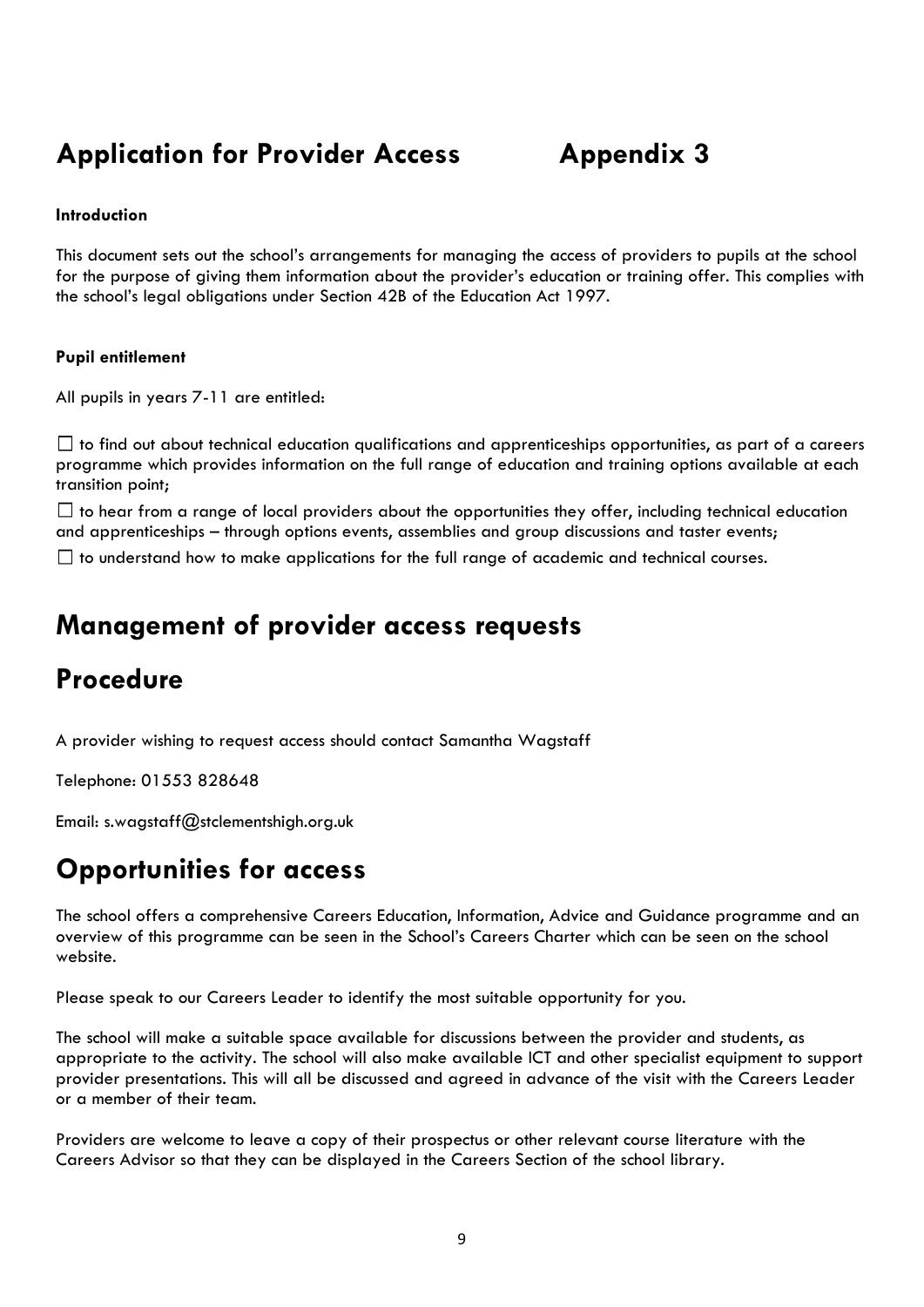# Application for Provider Access Appendix 3

**Introduction**

This document sets out the school's arrangements for managing the access of providers to pupils at the school for the purpose of giving them information about the provider's education or training offer. This complies with the school's legal obligations under Section 42B of the Education Act 1997.

**Pupil entitlement**

All pupils in years 7-11 are entitled:

- ☐ to find out about technical education qualifications and apprenticeships opportunities, as part of a careers programme which provides information on the full range of education and training options available at each transition point;
- ☐ to hear from a range of local providers about the opportunities they offer, including technical education and apprenticeships – through options events, assemblies and group discussions and taster events;
- ☐ to understand how to make applications for the full range of academic and technical courses.

# Management of provider access requests

# Procedure

A provider wishing to request access should contact Samantha Wagstaff

Telephone: 01553 828648

Email: s.wagstaff@stclementshigh.org.uk

# Opportunities for access

The school offers a comprehensive Careers Education, Information, Advice and Guidance programme and an overview of this programme can be seen in the School's Careers Charter which can be seen on the school website.

Please speak to our Careers Leader to identify the most suitable opportunity for you.

The school will make a suitable space available for discussions between the provider and students, as appropriate to the activity. The school will also make available ICT and other specialist equipment to support provider presentations. This will all be discussed and agreed in advance of the visit with the Careers Leader or a member of their team.

Providers are welcome to leave a copy of their prospectus or other relevant course literature with the Careers Advisor so that they can be displayed in the Careers Section of the school library.